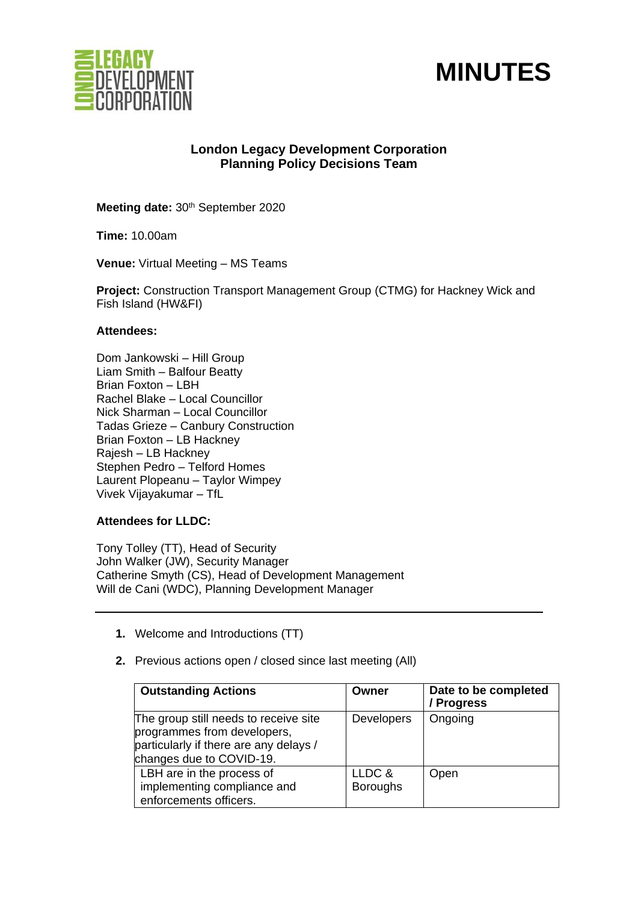# MINUTES

**London Legacy Development Corporation**
**Planning Policy Decisions Team**

**Meeting date:** 30th September 2020

**Time:** 10.00am

**Venue:** Virtual Meeting – MS Teams

**Project:** Construction Transport Management Group (CTMG) for Hackney Wick and Fish Island (HW&FI)

**Attendees:**

Dom Jankowski – Hill Group
Liam Smith – Balfour Beatty
Brian Foxton – LBH
Rachel Blake – Local Councillor
Nick Sharman – Local Councillor
Tadas Grieze – Canbury Construction
Brian Foxton – LB Hackney
Rajesh – LB Hackney
Stephen Pedro – Telford Homes
Laurent Plopeanu – Taylor Wimpey
Vivek Vijayakumar – TfL

**Attendees for LLDC:**

Tony Tolley (TT), Head of Security
John Walker (JW), Security Manager
Catherine Smyth (CS), Head of Development Management
Will de Cani (WDC), Planning Development Manager

---

1. Welcome and Introductions (TT)
2. Previous actions open / closed since last meeting (All)

| Outstanding Actions | Owner | Date to be completed / Progress |
|---|---|---|
| The group still needs to receive site programmes from developers, particularly if there are any delays / changes due to COVID-19. | Developers | Ongoing |
| LBH are in the process of implementing compliance and enforcements officers. | LLDC & Boroughs | Open |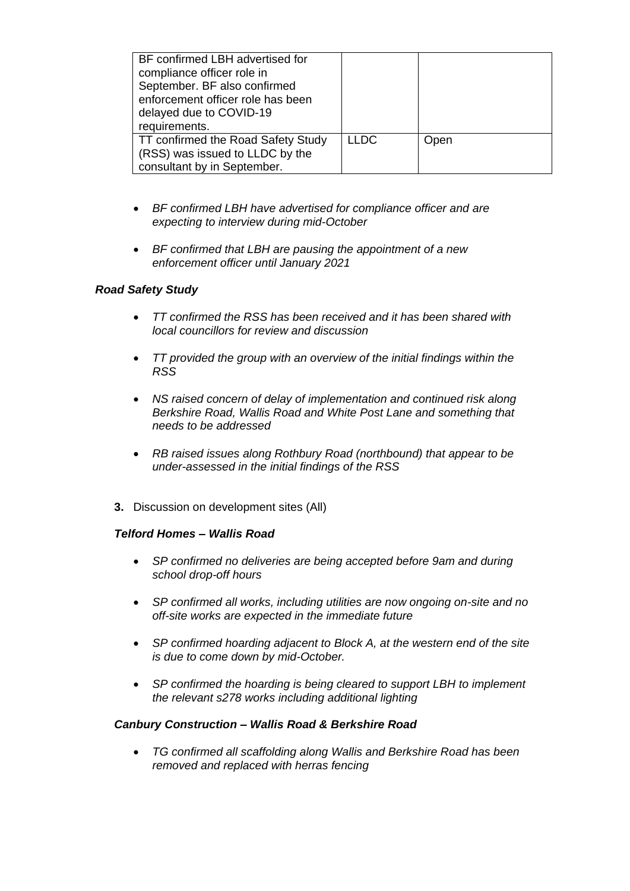| | | |
|---|---|---|
| BF confirmed LBH advertised for compliance officer role in September. BF also confirmed enforcement officer role has been delayed due to COVID-19 requirements. | | |
| TT confirmed the Road Safety Study (RSS) was issued to LLDC by the consultant by in September. | LLDC | Open |

- *BF confirmed LBH have advertised for compliance officer and are expecting to interview during mid-October*
- *BF confirmed that LBH are pausing the appointment of a new enforcement officer until January 2021*

***Road Safety Study***

- *TT confirmed the RSS has been received and it has been shared with local councillors for review and discussion*
- *TT provided the group with an overview of the initial findings within the RSS*
- *NS raised concern of delay of implementation and continued risk along Berkshire Road, Wallis Road and White Post Lane and something that needs to be addressed*
- *RB raised issues along Rothbury Road (northbound) that appear to be under-assessed in the initial findings of the RSS*

**3.** Discussion on development sites (All)

***Telford Homes – Wallis Road***

- *SP confirmed no deliveries are being accepted before 9am and during school drop-off hours*
- *SP confirmed all works, including utilities are now ongoing on-site and no off-site works are expected in the immediate future*
- *SP confirmed hoarding adjacent to Block A, at the western end of the site is due to come down by mid-October.*
- *SP confirmed the hoarding is being cleared to support LBH to implement the relevant s278 works including additional lighting*

***Canbury Construction – Wallis Road & Berkshire Road***

- *TG confirmed all scaffolding along Wallis and Berkshire Road has been removed and replaced with herras fencing*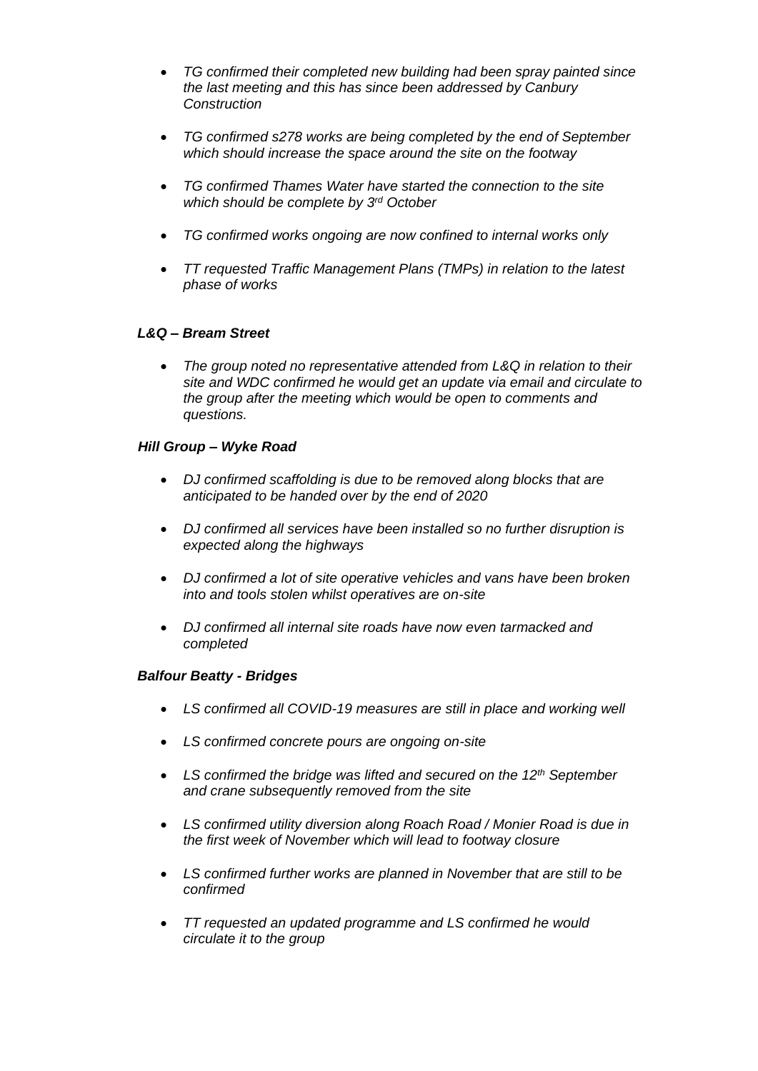- *TG confirmed their completed new building had been spray painted since the last meeting and this has since been addressed by Canbury Construction*

- *TG confirmed s278 works are being completed by the end of September which should increase the space around the site on the footway*

- *TG confirmed Thames Water have started the connection to the site which should be complete by 3rd October*

- *TG confirmed works ongoing are now confined to internal works only*

- *TT requested Traffic Management Plans (TMPs) in relation to the latest phase of works*

***L&Q – Bream Street***

- *The group noted no representative attended from L&Q in relation to their site and WDC confirmed he would get an update via email and circulate to the group after the meeting which would be open to comments and questions.*

***Hill Group – Wyke Road***

- *DJ confirmed scaffolding is due to be removed along blocks that are anticipated to be handed over by the end of 2020*

- *DJ confirmed all services have been installed so no further disruption is expected along the highways*

- *DJ confirmed a lot of site operative vehicles and vans have been broken into and tools stolen whilst operatives are on-site*

- *DJ confirmed all internal site roads have now even tarmacked and completed*

***Balfour Beatty - Bridges***

- *LS confirmed all COVID-19 measures are still in place and working well*

- *LS confirmed concrete pours are ongoing on-site*

- *LS confirmed the bridge was lifted and secured on the 12th September and crane subsequently removed from the site*

- *LS confirmed utility diversion along Roach Road / Monier Road is due in the first week of November which will lead to footway closure*

- *LS confirmed further works are planned in November that are still to be confirmed*

- *TT requested an updated programme and LS confirmed he would circulate it to the group*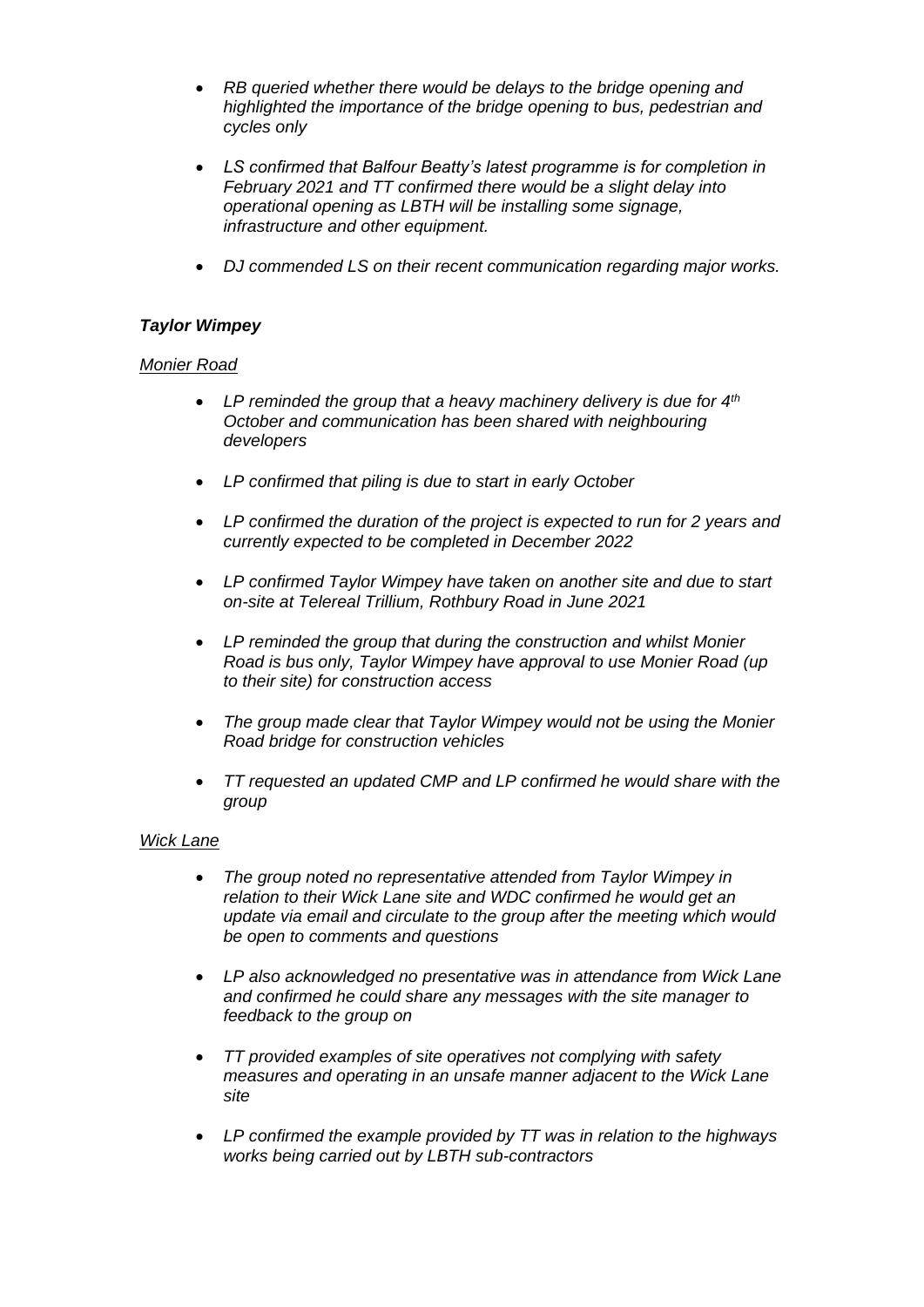- *RB queried whether there would be delays to the bridge opening and highlighted the importance of the bridge opening to bus, pedestrian and cycles only*

- *LS confirmed that Balfour Beatty's latest programme is for completion in February 2021 and TT confirmed there would be a slight delay into operational opening as LBTH will be installing some signage, infrastructure and other equipment.*

- *DJ commended LS on their recent communication regarding major works.*

***Taylor Wimpey***

*Monier Road*

- *LP reminded the group that a heavy machinery delivery is due for 4th October and communication has been shared with neighbouring developers*

- *LP confirmed that piling is due to start in early October*

- *LP confirmed the duration of the project is expected to run for 2 years and currently expected to be completed in December 2022*

- *LP confirmed Taylor Wimpey have taken on another site and due to start on-site at Telereal Trillium, Rothbury Road in June 2021*

- *LP reminded the group that during the construction and whilst Monier Road is bus only, Taylor Wimpey have approval to use Monier Road (up to their site) for construction access*

- *The group made clear that Taylor Wimpey would not be using the Monier Road bridge for construction vehicles*

- *TT requested an updated CMP and LP confirmed he would share with the group*

*Wick Lane*

- *The group noted no representative attended from Taylor Wimpey in relation to their Wick Lane site and WDC confirmed he would get an update via email and circulate to the group after the meeting which would be open to comments and questions*

- *LP also acknowledged no presentative was in attendance from Wick Lane and confirmed he could share any messages with the site manager to feedback to the group on*

- *TT provided examples of site operatives not complying with safety measures and operating in an unsafe manner adjacent to the Wick Lane site*

- *LP confirmed the example provided by TT was in relation to the highways works being carried out by LBTH sub-contractors*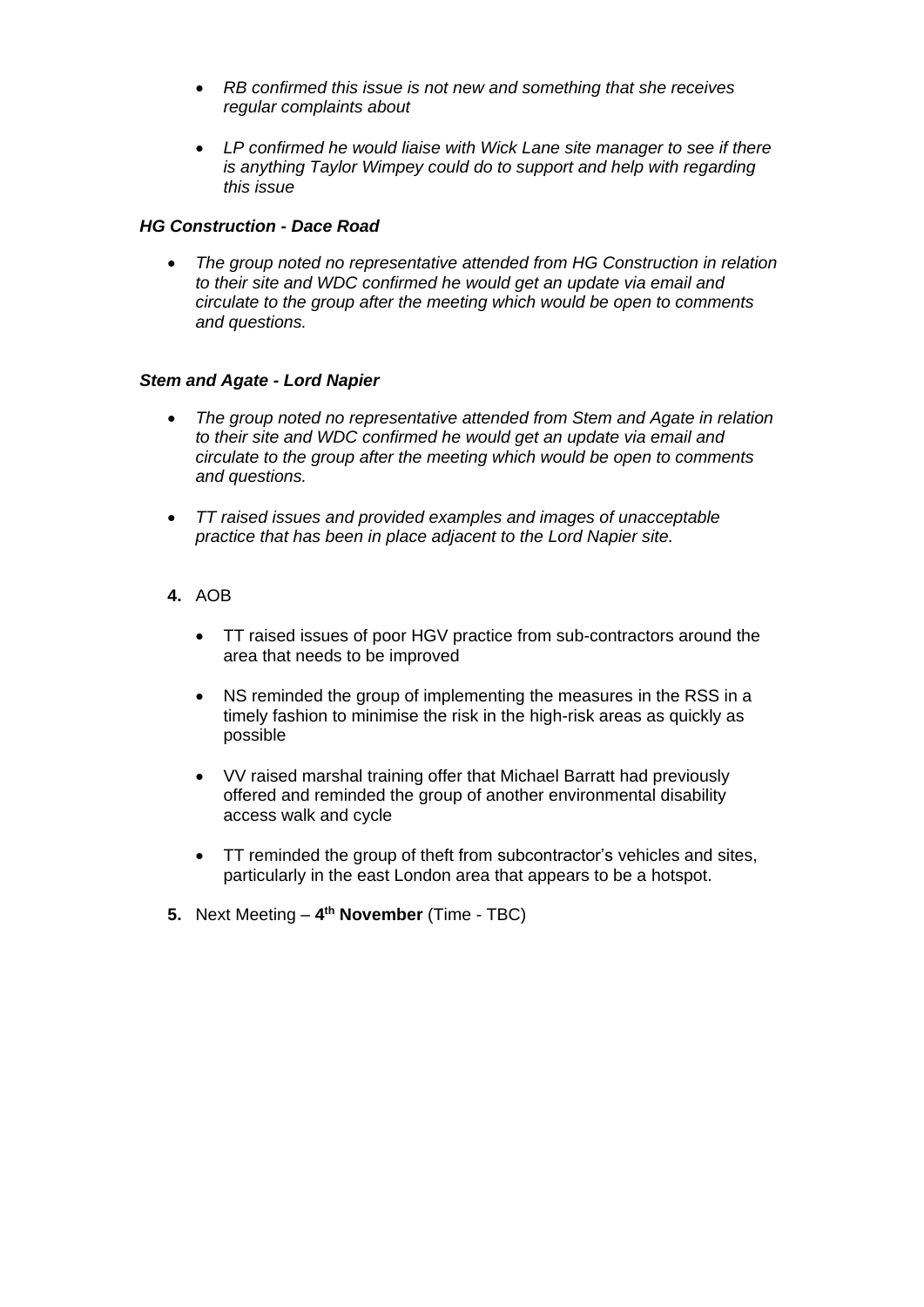- *RB confirmed this issue is not new and something that she receives regular complaints about*

- *LP confirmed he would liaise with Wick Lane site manager to see if there is anything Taylor Wimpey could do to support and help with regarding this issue*

***HG Construction - Dace Road***

- *The group noted no representative attended from HG Construction in relation to their site and WDC confirmed he would get an update via email and circulate to the group after the meeting which would be open to comments and questions.*

***Stem and Agate - Lord Napier***

- *The group noted no representative attended from Stem and Agate in relation to their site and WDC confirmed he would get an update via email and circulate to the group after the meeting which would be open to comments and questions.*

- *TT raised issues and provided examples and images of unacceptable practice that has been in place adjacent to the Lord Napier site.*

**4.** AOB

- TT raised issues of poor HGV practice from sub-contractors around the area that needs to be improved

- NS reminded the group of implementing the measures in the RSS in a timely fashion to minimise the risk in the high-risk areas as quickly as possible

- VV raised marshal training offer that Michael Barratt had previously offered and reminded the group of another environmental disability access walk and cycle

- TT reminded the group of theft from subcontractor's vehicles and sites, particularly in the east London area that appears to be a hotspot.

**5.** Next Meeting – **4th November** (Time - TBC)